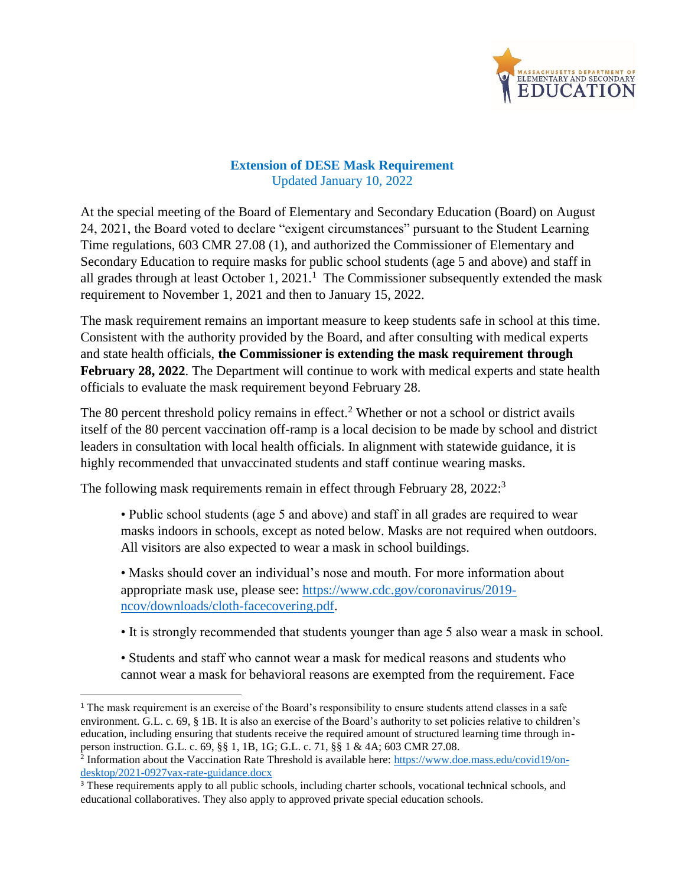## Extension of DESE Mask Requirement

Updated January 10, 2022

At the special meeting of the Board of Elementary and Secondary Education (Board) on August 24, 2021, the Board voted to declare "exigent circumstances" pursuant to the Student Learning Time regulations, 603 CMR 27.08 (1), and authorized the Commissioner of Elementary and Secondary Education to require masks for public school students (age 5 and above) and staff in all grades through at least October 1, 2021.[1] The Commissioner subsequently extended the mask requirement to November 1, 2021 and then to January 15, 2022.

The mask requirement remains an important measure to keep students safe in school at this time. Consistent with the authority provided by the Board, and after consulting with medical experts and state health officials, **the Commissioner is extending the mask requirement through February 28, 2022**. The Department will continue to work with medical experts and state health officials to evaluate the mask requirement beyond February 28.

The 80 percent threshold policy remains in effect.[2] Whether or not a school or district avails itself of the 80 percent vaccination off-ramp is a local decision to be made by school and district leaders in consultation with local health officials. In alignment with statewide guidance, it is highly recommended that unvaccinated students and staff continue wearing masks.

The following mask requirements remain in effect through February 28, 2022:[3]

- Public school students (age 5 and above) and staff in all grades are required to wear masks indoors in schools, except as noted below. Masks are not required when outdoors. All visitors are also expected to wear a mask in school buildings.
- Masks should cover an individual's nose and mouth. For more information about appropriate mask use, please see: https://www.cdc.gov/coronavirus/2019-ncov/downloads/cloth-facecovering.pdf.
- It is strongly recommended that students younger than age 5 also wear a mask in school.
- Students and staff who cannot wear a mask for medical reasons and students who cannot wear a mask for behavioral reasons are exempted from the requirement. Face

---

[1] The mask requirement is an exercise of the Board's responsibility to ensure students attend classes in a safe environment. G.L. c. 69, § 1B. It is also an exercise of the Board's authority to set policies relative to children's education, including ensuring that students receive the required amount of structured learning time through in-person instruction. G.L. c. 69, §§ 1, 1B, 1G; G.L. c. 71, §§ 1 & 4A; 603 CMR 27.08.

[2] Information about the Vaccination Rate Threshold is available here: https://www.doe.mass.edu/covid19/on-desktop/2021-0927vax-rate-guidance.docx

[3] These requirements apply to all public schools, including charter schools, vocational technical schools, and educational collaboratives. They also apply to approved private special education schools.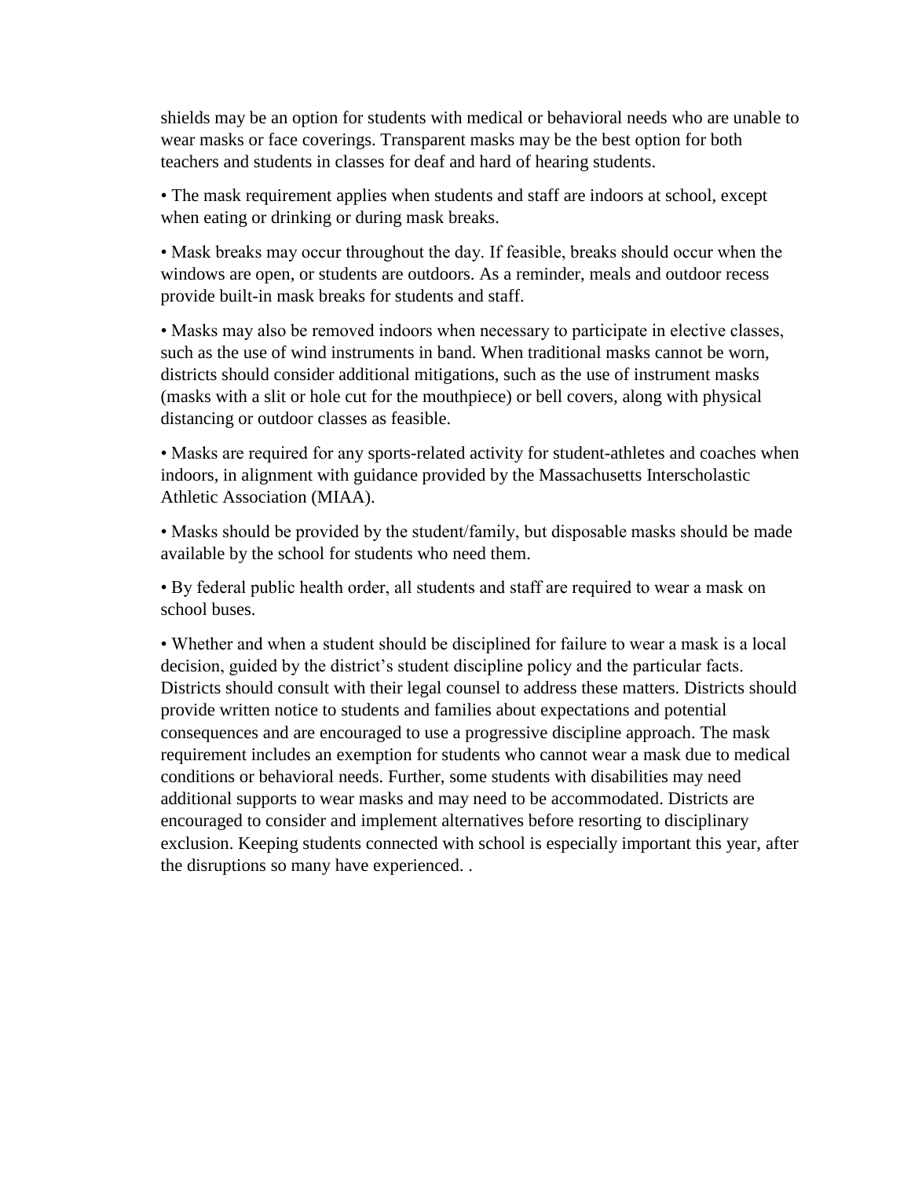shields may be an option for students with medical or behavioral needs who are unable to wear masks or face coverings. Transparent masks may be the best option for both teachers and students in classes for deaf and hard of hearing students.

- The mask requirement applies when students and staff are indoors at school, except when eating or drinking or during mask breaks.
- Mask breaks may occur throughout the day. If feasible, breaks should occur when the windows are open, or students are outdoors. As a reminder, meals and outdoor recess provide built-in mask breaks for students and staff.
- Masks may also be removed indoors when necessary to participate in elective classes, such as the use of wind instruments in band. When traditional masks cannot be worn, districts should consider additional mitigations, such as the use of instrument masks (masks with a slit or hole cut for the mouthpiece) or bell covers, along with physical distancing or outdoor classes as feasible.
- Masks are required for any sports-related activity for student-athletes and coaches when indoors, in alignment with guidance provided by the Massachusetts Interscholastic Athletic Association (MIAA).
- Masks should be provided by the student/family, but disposable masks should be made available by the school for students who need them.
- By federal public health order, all students and staff are required to wear a mask on school buses.
- Whether and when a student should be disciplined for failure to wear a mask is a local decision, guided by the district's student discipline policy and the particular facts. Districts should consult with their legal counsel to address these matters. Districts should provide written notice to students and families about expectations and potential consequences and are encouraged to use a progressive discipline approach. The mask requirement includes an exemption for students who cannot wear a mask due to medical conditions or behavioral needs. Further, some students with disabilities may need additional supports to wear masks and may need to be accommodated. Districts are encouraged to consider and implement alternatives before resorting to disciplinary exclusion. Keeping students connected with school is especially important this year, after the disruptions so many have experienced. .